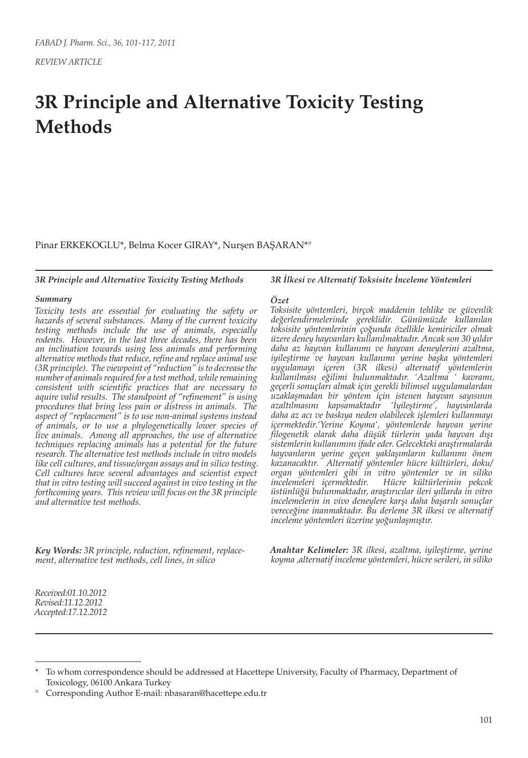*REVIEW ARTICLE*

# 3R Principle and Alternative Toxicity Testing Methods

Pinar ERKEKOGLU*, Belma Kocer GIRAY*, Nurşen BAŞARAN*°

***3R Principle and Alternative Toxicity Testing Methods***

***Summary***

*Toxicity tests are essential for evaluating the safety or hazards of several substances. Many of the current toxicity testing methods include the use of animals, especially rodents. However, in the last three decades, there has been an inclination towards using less animals and performing alternative methods that reduce, refine and replace animal use (3R principle). The viewpoint of "reduction" is to decrease the number of animals required for a test method, while remaining consistent with scientific practices that are necessary to aquire valid results. The standpoint of "refinement" is using procedures that bring less pain or distress in animals. The aspect of "replacement" is to use non-animal systems instead of animals, or to use a phylogenetically lower species of live animals. Among all approaches, the use of alternative techniques replacing animals has a potential for the future research. The alternative test methods include in vitro models like cell cultures, and tissue/organ assays and in silico testing. Cell cultures have several advantages and scientist expect that in vitro testing will succeed against in vivo testing in the forthcoming years. This review will focus on the 3R principle and alternative test methods.*

***Key Words:** 3R principle, reduction, refinement, replacement, alternative test methods, cell lines, in silico*

***3R İlkesi ve Alternatif Toksisite İnceleme Yöntemleri***

***Özet***

*Toksisite yöntemleri, birçok maddenin tehlike ve güvenlik değerlendirmelerinde gereklidir. Günümüzde kullanılan toksisite yöntemlerinin çoğunda özellikle kemiriciler olmak üzere deney hayvanları kullanılmaktadır. Ancak son 30 yıldır daha az hayvan kullanımı ve hayvan deneylerini azaltma, iyileştirme ve hayvan kullanımı yerine başka yöntemleri uygulamayı içeren (3R ilkesi) alternatif yöntemlerin kullanılması eğilimi bulunmaktadır. 'Azaltma ' kavramı, geçerli sonuçları almak için gerekli bilimsel uygulamalardan uzaklaşmadan bir yöntem için istenen hayvan sayısının azaltılmasını kapsamaktadır 'İyileştirme', hayvanlarda daha az acı ve baskıya neden olabilecek işlemleri kullanmayı içermektedir.'Yerine Koyma', yöntemlerde hayvan yerine filogenetik olarak daha düşük türlerin yada hayvan dışı sistemlerin kullanımını ifade eder. Gelecekteki araştırmalarda hayvanların yerine geçen yaklaşımların kullanımı önem kazanacaktır. Alternatif yöntemler hücre kültürleri, doku/organ yöntemleri gibi in vitro yöntemler ve in siliko incelemeleri içermektedir. Hücre kültürlerinin pekcok üstünlüğü bulunmaktadır, araştırıcılar ileri yıllarda in vitro incelemelerin in vivo deneylere karşı daha başarılı sonuçlar vereceğine inanmaktadır. Bu derleme 3R ilkesi ve alternatif inceleme yöntemleri üzerine yoğunlaşmıştır.*

***Anahtar Kelimeler:** 3R ilkesi, azaltma, iyileştirme, yerine koyma ,alternatif inceleme yöntemleri, hücre serileri, in siliko*

*Received:01.10.2012*
*Revised:11.12.2012*
*Accepted:17.12.2012*

---

\* To whom correspondence should be addressed at Hacettepe University, Faculty of Pharmacy, Department of Toxicology, 06100 Ankara Turkey

° Corresponding Author E-mail: nbasaran@hacettepe.edu.tr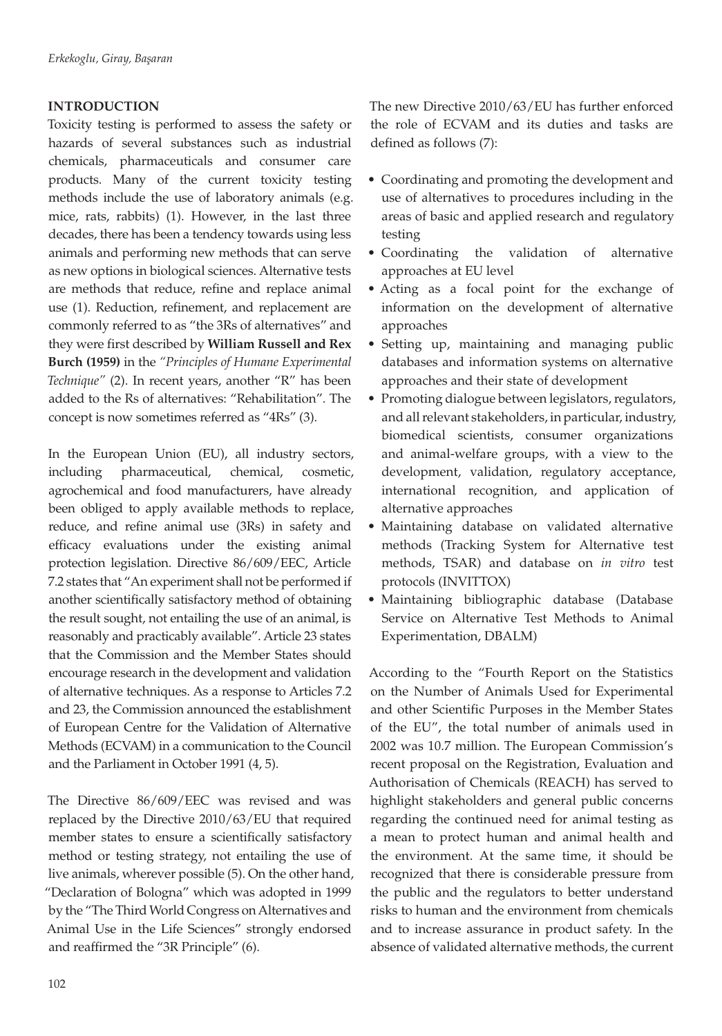## INTRODUCTION

Toxicity testing is performed to assess the safety or hazards of several substances such as industrial chemicals, pharmaceuticals and consumer care products. Many of the current toxicity testing methods include the use of laboratory animals (e.g. mice, rats, rabbits) (1). However, in the last three decades, there has been a tendency towards using less animals and performing new methods that can serve as new options in biological sciences. Alternative tests are methods that reduce, refine and replace animal use (1). Reduction, refinement, and replacement are commonly referred to as "the 3Rs of alternatives" and they were first described by **William Russell and Rex Burch (1959)** in the *"Principles of Humane Experimental Technique"* (2). In recent years, another "R" has been added to the Rs of alternatives: "Rehabilitation". The concept is now sometimes referred as "4Rs" (3).

In the European Union (EU), all industry sectors, including pharmaceutical, chemical, cosmetic, agrochemical and food manufacturers, have already been obliged to apply available methods to replace, reduce, and refine animal use (3Rs) in safety and efficacy evaluations under the existing animal protection legislation. Directive 86/609/EEC, Article 7.2 states that "An experiment shall not be performed if another scientifically satisfactory method of obtaining the result sought, not entailing the use of an animal, is reasonably and practicably available". Article 23 states that the Commission and the Member States should encourage research in the development and validation of alternative techniques. As a response to Articles 7.2 and 23, the Commission announced the establishment of European Centre for the Validation of Alternative Methods (ECVAM) in a communication to the Council and the Parliament in October 1991 (4, 5).

The Directive 86/609/EEC was revised and was replaced by the Directive 2010/63/EU that required member states to ensure a scientifically satisfactory method or testing strategy, not entailing the use of live animals, wherever possible (5). On the other hand, "Declaration of Bologna" which was adopted in 1999 by the "The Third World Congress on Alternatives and Animal Use in the Life Sciences" strongly endorsed and reaffirmed the "3R Principle" (6).

The new Directive 2010/63/EU has further enforced the role of ECVAM and its duties and tasks are defined as follows (7):

- Coordinating and promoting the development and use of alternatives to procedures including in the areas of basic and applied research and regulatory testing
- Coordinating the validation of alternative approaches at EU level
- Acting as a focal point for the exchange of information on the development of alternative approaches
- Setting up, maintaining and managing public databases and information systems on alternative approaches and their state of development
- Promoting dialogue between legislators, regulators, and all relevant stakeholders, in particular, industry, biomedical scientists, consumer organizations and animal-welfare groups, with a view to the development, validation, regulatory acceptance, international recognition, and application of alternative approaches
- Maintaining database on validated alternative methods (Tracking System for Alternative test methods, TSAR) and database on *in vitro* test protocols (INVITTOX)
- Maintaining bibliographic database (Database Service on Alternative Test Methods to Animal Experimentation, DBALM)

According to the "Fourth Report on the Statistics on the Number of Animals Used for Experimental and other Scientific Purposes in the Member States of the EU", the total number of animals used in 2002 was 10.7 million. The European Commission's recent proposal on the Registration, Evaluation and Authorisation of Chemicals (REACH) has served to highlight stakeholders and general public concerns regarding the continued need for animal testing as a mean to protect human and animal health and the environment. At the same time, it should be recognized that there is considerable pressure from the public and the regulators to better understand risks to human and the environment from chemicals and to increase assurance in product safety. In the absence of validated alternative methods, the current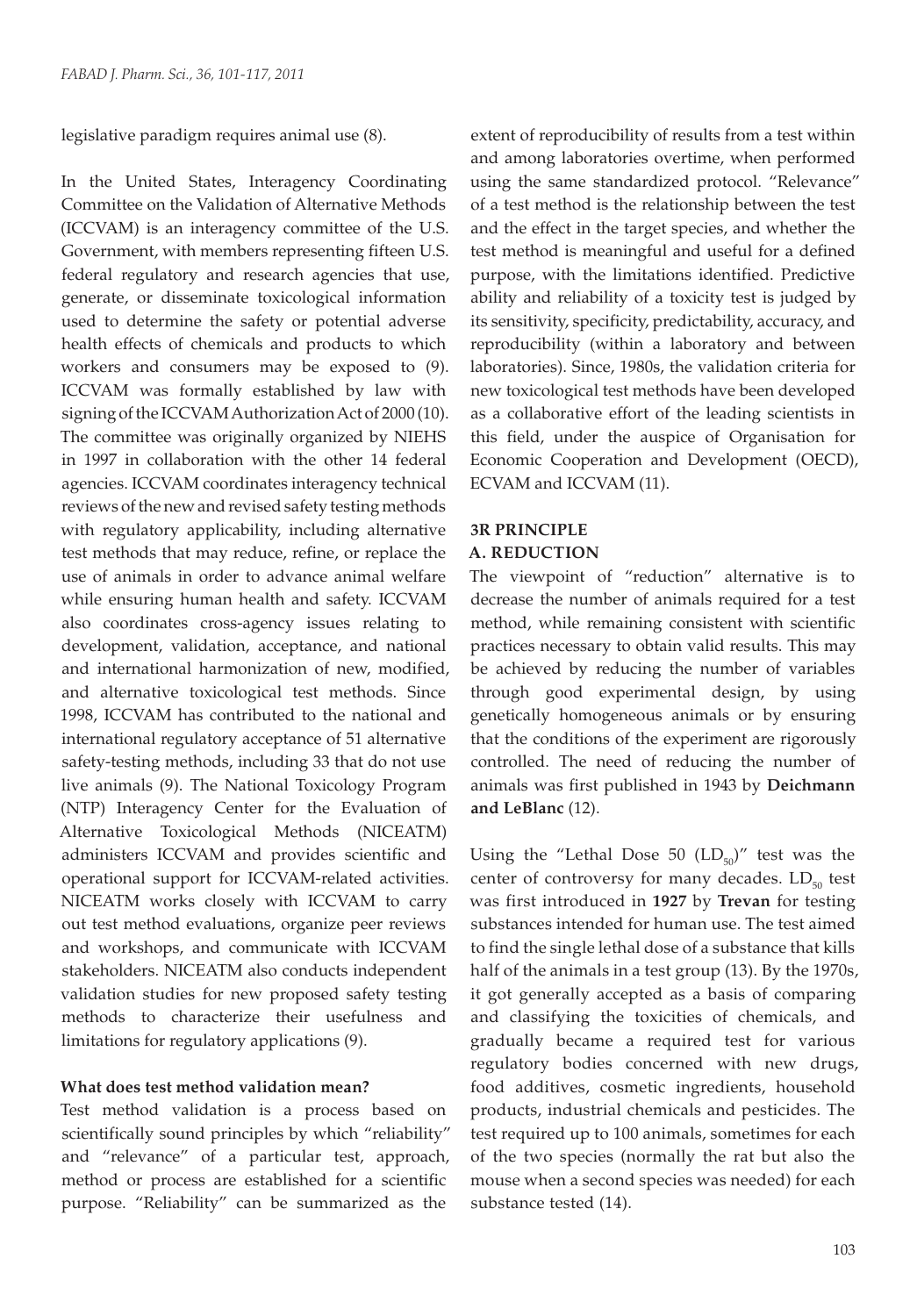legislative paradigm requires animal use (8).

In the United States, Interagency Coordinating Committee on the Validation of Alternative Methods (ICCVAM) is an interagency committee of the U.S. Government, with members representing fifteen U.S. federal regulatory and research agencies that use, generate, or disseminate toxicological information used to determine the safety or potential adverse health effects of chemicals and products to which workers and consumers may be exposed to (9). ICCVAM was formally established by law with signing of the ICCVAM Authorization Act of 2000 (10). The committee was originally organized by NIEHS in 1997 in collaboration with the other 14 federal agencies. ICCVAM coordinates interagency technical reviews of the new and revised safety testing methods with regulatory applicability, including alternative test methods that may reduce, refine, or replace the use of animals in order to advance animal welfare while ensuring human health and safety. ICCVAM also coordinates cross-agency issues relating to development, validation, acceptance, and national and international harmonization of new, modified, and alternative toxicological test methods. Since 1998, ICCVAM has contributed to the national and international regulatory acceptance of 51 alternative safety-testing methods, including 33 that do not use live animals (9). The National Toxicology Program (NTP) Interagency Center for the Evaluation of Alternative Toxicological Methods (NICEATM) administers ICCVAM and provides scientific and operational support for ICCVAM-related activities. NICEATM works closely with ICCVAM to carry out test method evaluations, organize peer reviews and workshops, and communicate with ICCVAM stakeholders. NICEATM also conducts independent validation studies for new proposed safety testing methods to characterize their usefulness and limitations for regulatory applications (9).

### What does test method validation mean?

Test method validation is a process based on scientifically sound principles by which "reliability" and "relevance" of a particular test, approach, method or process are established for a scientific purpose. "Reliability" can be summarized as the extent of reproducibility of results from a test within and among laboratories overtime, when performed using the same standardized protocol. "Relevance" of a test method is the relationship between the test and the effect in the target species, and whether the test method is meaningful and useful for a defined purpose, with the limitations identified. Predictive ability and reliability of a toxicity test is judged by its sensitivity, specificity, predictability, accuracy, and reproducibility (within a laboratory and between laboratories). Since, 1980s, the validation criteria for new toxicological test methods have been developed as a collaborative effort of the leading scientists in this field, under the auspice of Organisation for Economic Cooperation and Development (OECD), ECVAM and ICCVAM (11).

## 3R PRINCIPLE

### A. REDUCTION

The viewpoint of "reduction" alternative is to decrease the number of animals required for a test method, while remaining consistent with scientific practices necessary to obtain valid results. This may be achieved by reducing the number of variables through good experimental design, by using genetically homogeneous animals or by ensuring that the conditions of the experiment are rigorously controlled. The need of reducing the number of animals was first published in 1943 by **Deichmann and LeBlanc** (12).

Using the "Lethal Dose 50 ($LD_{50}$)" test was the center of controversy for many decades. $LD_{50}$ test was first introduced in **1927** by **Trevan** for testing substances intended for human use. The test aimed to find the single lethal dose of a substance that kills half of the animals in a test group (13). By the 1970s, it got generally accepted as a basis of comparing and classifying the toxicities of chemicals, and gradually became a required test for various regulatory bodies concerned with new drugs, food additives, cosmetic ingredients, household products, industrial chemicals and pesticides. The test required up to 100 animals, sometimes for each of the two species (normally the rat but also the mouse when a second species was needed) for each substance tested (14).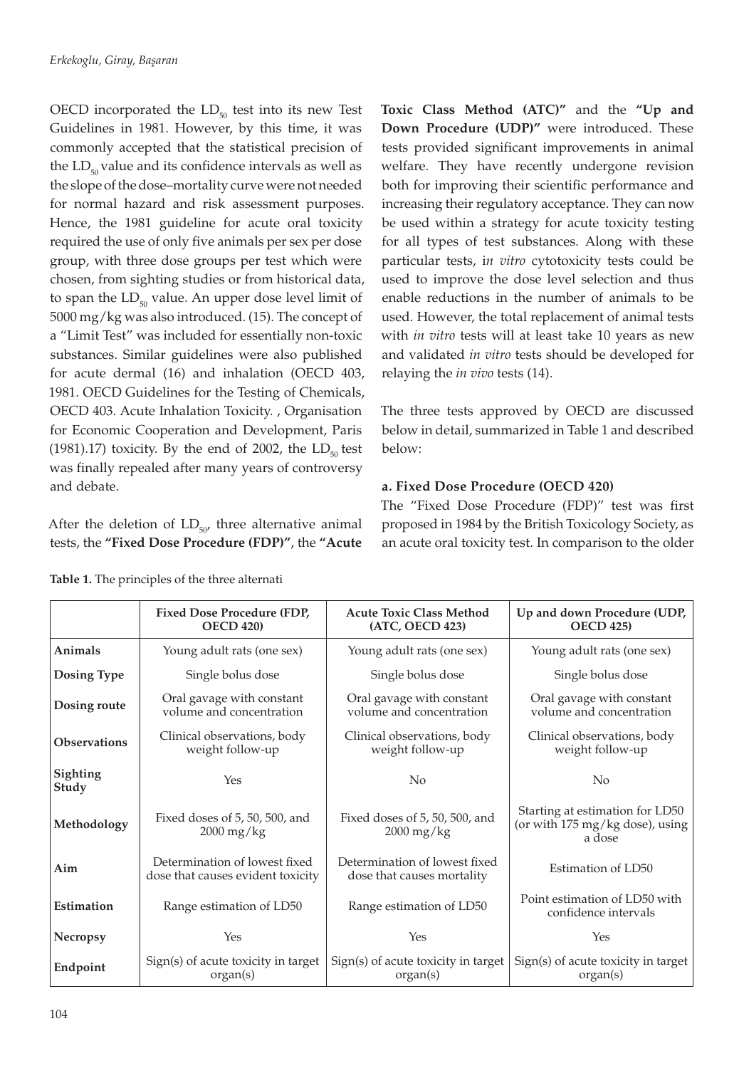OECD incorporated the $LD_{50}$ test into its new Test Guidelines in 1981. However, by this time, it was commonly accepted that the statistical precision of the $LD_{50}$ value and its confidence intervals as well as the slope of the dose–mortality curve were not needed for normal hazard and risk assessment purposes. Hence, the 1981 guideline for acute oral toxicity required the use of only five animals per sex per dose group, with three dose groups per test which were chosen, from sighting studies or from historical data, to span the $LD_{50}$ value. An upper dose level limit of 5000 mg/kg was also introduced. (15). The concept of a "Limit Test" was included for essentially non-toxic substances. Similar guidelines were also published for acute dermal (16) and inhalation (OECD 403, 1981. OECD Guidelines for the Testing of Chemicals, OECD 403. Acute Inhalation Toxicity. , Organisation for Economic Cooperation and Development, Paris (1981).17) toxicity. By the end of 2002, the $LD_{50}$ test was finally repealed after many years of controversy and debate.

After the deletion of $LD_{50}$, three alternative animal tests, the **"Fixed Dose Procedure (FDP)"**, the **"Acute Toxic Class Method (ATC)"** and the **"Up and Down Procedure (UDP)"** were introduced. These tests provided significant improvements in animal welfare. They have recently undergone revision both for improving their scientific performance and increasing their regulatory acceptance. They can now be used within a strategy for acute toxicity testing for all types of test substances. Along with these particular tests, i*n vitro* cytotoxicity tests could be used to improve the dose level selection and thus enable reductions in the number of animals to be used. However, the total replacement of animal tests with *in vitro* tests will at least take 10 years as new and validated *in vitro* tests should be developed for relaying the *in vivo* tests (14).

The three tests approved by OECD are discussed below in detail, summarized in Table 1 and described below:

**a. Fixed Dose Procedure (OECD 420)**

The "Fixed Dose Procedure (FDP)" test was first proposed in 1984 by the British Toxicology Society, as an acute oral toxicity test. In comparison to the older

**Table 1.** The principles of the three alternati

| | Fixed Dose Procedure (FDP, OECD 420) | Acute Toxic Class Method (ATC, OECD 423) | Up and down Procedure (UDP, OECD 425) |
|---|---|---|---|
| **Animals** | Young adult rats (one sex) | Young adult rats (one sex) | Young adult rats (one sex) |
| **Dosing Type** | Single bolus dose | Single bolus dose | Single bolus dose |
| **Dosing route** | Oral gavage with constant volume and concentration | Oral gavage with constant volume and concentration | Oral gavage with constant volume and concentration |
| **Observations** | Clinical observations, body weight follow-up | Clinical observations, body weight follow-up | Clinical observations, body weight follow-up |
| **Sighting Study** | Yes | No | No |
| **Methodology** | Fixed doses of 5, 50, 500, and 2000 mg/kg | Fixed doses of 5, 50, 500, and 2000 mg/kg | Starting at estimation for LD50 (or with 175 mg/kg dose), using a dose |
| **Aim** | Determination of lowest fixed dose that causes evident toxicity | Determination of lowest fixed dose that causes mortality | Estimation of LD50 |
| **Estimation** | Range estimation of LD50 | Range estimation of LD50 | Point estimation of LD50 with confidence intervals |
| **Necropsy** | Yes | Yes | Yes |
| **Endpoint** | Sign(s) of acute toxicity in target organ(s) | Sign(s) of acute toxicity in target organ(s) | Sign(s) of acute toxicity in target organ(s) |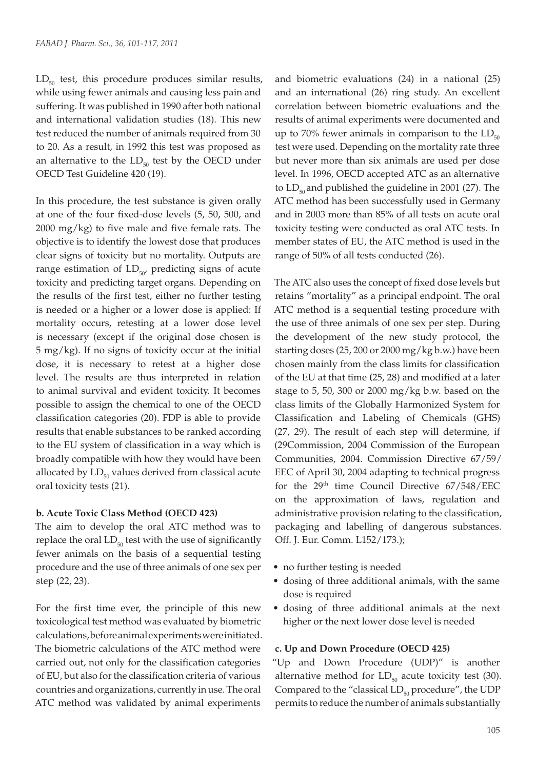$LD_{50}$ test, this procedure produces similar results, while using fewer animals and causing less pain and suffering. It was published in 1990 after both national and international validation studies (18). This new test reduced the number of animals required from 30 to 20. As a result, in 1992 this test was proposed as an alternative to the $LD_{50}$ test by the OECD under OECD Test Guideline 420 (19).

In this procedure, the test substance is given orally at one of the four fixed-dose levels (5, 50, 500, and 2000 mg/kg) to five male and five female rats. The objective is to identify the lowest dose that produces clear signs of toxicity but no mortality. Outputs are range estimation of $LD_{50}$, predicting signs of acute toxicity and predicting target organs. Depending on the results of the first test, either no further testing is needed or a higher or a lower dose is applied: If mortality occurs, retesting at a lower dose level is necessary (except if the original dose chosen is 5 mg/kg). If no signs of toxicity occur at the initial dose, it is necessary to retest at a higher dose level. The results are thus interpreted in relation to animal survival and evident toxicity. It becomes possible to assign the chemical to one of the OECD classification categories (20). FDP is able to provide results that enable substances to be ranked according to the EU system of classification in a way which is broadly compatible with how they would have been allocated by $LD_{50}$ values derived from classical acute oral toxicity tests (21).

**b. Acute Toxic Class Method (OECD 423)**

The aim to develop the oral ATC method was to replace the oral $LD_{50}$ test with the use of significantly fewer animals on the basis of a sequential testing procedure and the use of three animals of one sex per step (22, 23).

For the first time ever, the principle of this new toxicological test method was evaluated by biometric calculations, before animal experiments were initiated. The biometric calculations of the ATC method were carried out, not only for the classification categories of EU, but also for the classification criteria of various countries and organizations, currently in use. The oral ATC method was validated by animal experiments and biometric evaluations (24) in a national (25) and an international (26) ring study. An excellent correlation between biometric evaluations and the results of animal experiments were documented and up to 70% fewer animals in comparison to the $LD_{50}$ test were used. Depending on the mortality rate three but never more than six animals are used per dose level. In 1996, OECD accepted ATC as an alternative to $LD_{50}$ and published the guideline in 2001 (27). The ATC method has been successfully used in Germany and in 2003 more than 85% of all tests on acute oral toxicity testing were conducted as oral ATC tests. In member states of EU, the ATC method is used in the range of 50% of all tests conducted (26).

The ATC also uses the concept of fixed dose levels but retains "mortality" as a principal endpoint. The oral ATC method is a sequential testing procedure with the use of three animals of one sex per step. During the development of the new study protocol, the starting doses (25, 200 or 2000 mg/kg b.w.) have been chosen mainly from the class limits for classification of the EU at that time **(**25, 28) and modified at a later stage to 5, 50, 300 or 2000 mg/kg b.w. based on the class limits of the Globally Harmonized System for Classification and Labeling of Chemicals (GHS) (27, 29). The result of each step will determine, if (29Commission, 2004 Commission of the European Communities, 2004. Commission Directive 67/59/EEC of April 30, 2004 adapting to technical progress for the 29th time Council Directive 67/548/EEC on the approximation of laws, regulation and administrative provision relating to the classification, packaging and labelling of dangerous substances. Off. J. Eur. Comm. L152/173.);

- no further testing is needed
- dosing of three additional animals, with the same dose is required
- dosing of three additional animals at the next higher or the next lower dose level is needed

**c. Up and Down Procedure (OECD 425)**

"Up and Down Procedure (UDP)" is another alternative method for $LD_{50}$ acute toxicity test (30). Compared to the "classical $LD_{50}$ procedure", the UDP permits to reduce the number of animals substantially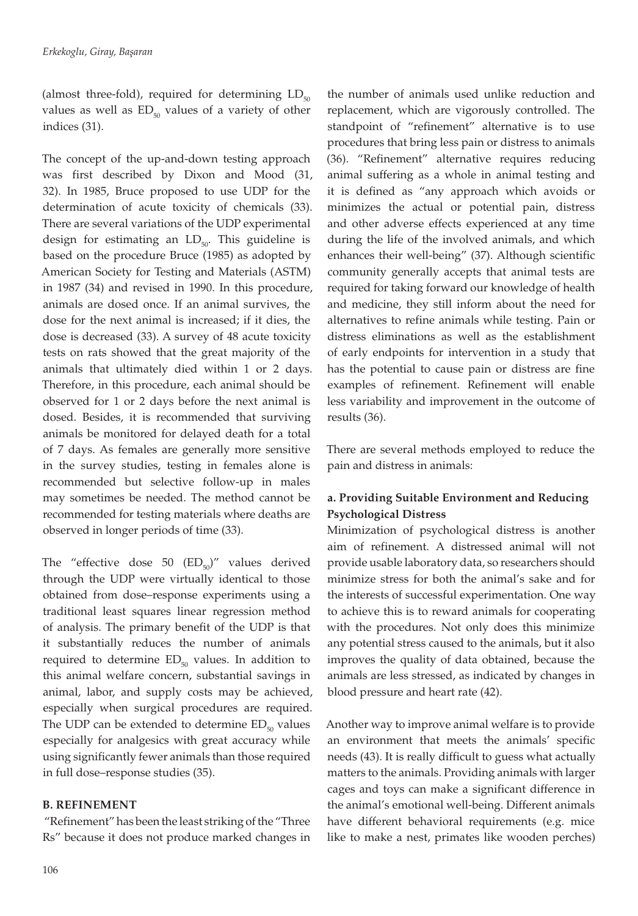(almost three-fold), required for determining $LD_{50}$ values as well as $ED_{50}$ values of a variety of other indices (31).

The concept of the up-and-down testing approach was first described by Dixon and Mood (31, 32). In 1985, Bruce proposed to use UDP for the determination of acute toxicity of chemicals (33). There are several variations of the UDP experimental design for estimating an $LD_{50}$. This guideline is based on the procedure Bruce (1985) as adopted by American Society for Testing and Materials (ASTM) in 1987 (34) and revised in 1990. In this procedure, animals are dosed once. If an animal survives, the dose for the next animal is increased; if it dies, the dose is decreased (33). A survey of 48 acute toxicity tests on rats showed that the great majority of the animals that ultimately died within 1 or 2 days. Therefore, in this procedure, each animal should be observed for 1 or 2 days before the next animal is dosed. Besides, it is recommended that surviving animals be monitored for delayed death for a total of 7 days. As females are generally more sensitive in the survey studies, testing in females alone is recommended but selective follow-up in males may sometimes be needed. The method cannot be recommended for testing materials where deaths are observed in longer periods of time (33).

The "effective dose 50 ($ED_{50}$)" values derived through the UDP were virtually identical to those obtained from dose–response experiments using a traditional least squares linear regression method of analysis. The primary benefit of the UDP is that it substantially reduces the number of animals required to determine $ED_{50}$ values. In addition to this animal welfare concern, substantial savings in animal, labor, and supply costs may be achieved, especially when surgical procedures are required. The UDP can be extended to determine $ED_{50}$ values especially for analgesics with great accuracy while using significantly fewer animals than those required in full dose–response studies (35).

## B. REFINEMENT

"Refinement" has been the least striking of the "Three Rs" because it does not produce marked changes in the number of animals used unlike reduction and replacement, which are vigorously controlled. The standpoint of "refinement" alternative is to use procedures that bring less pain or distress to animals (36). "Refinement" alternative requires reducing animal suffering as a whole in animal testing and it is defined as "any approach which avoids or minimizes the actual or potential pain, distress and other adverse effects experienced at any time during the life of the involved animals, and which enhances their well-being" (37). Although scientific community generally accepts that animal tests are required for taking forward our knowledge of health and medicine, they still inform about the need for alternatives to refine animals while testing. Pain or distress eliminations as well as the establishment of early endpoints for intervention in a study that has the potential to cause pain or distress are fine examples of refinement. Refinement will enable less variability and improvement in the outcome of results (36).

There are several methods employed to reduce the pain and distress in animals:

### a. Providing Suitable Environment and Reducing Psychological Distress

Minimization of psychological distress is another aim of refinement. A distressed animal will not provide usable laboratory data, so researchers should minimize stress for both the animal's sake and for the interests of successful experimentation. One way to achieve this is to reward animals for cooperating with the procedures. Not only does this minimize any potential stress caused to the animals, but it also improves the quality of data obtained, because the animals are less stressed, as indicated by changes in blood pressure and heart rate (42).

Another way to improve animal welfare is to provide an environment that meets the animals' specific needs (43). It is really difficult to guess what actually matters to the animals. Providing animals with larger cages and toys can make a significant difference in the animal's emotional well-being. Different animals have different behavioral requirements (e.g. mice like to make a nest, primates like wooden perches)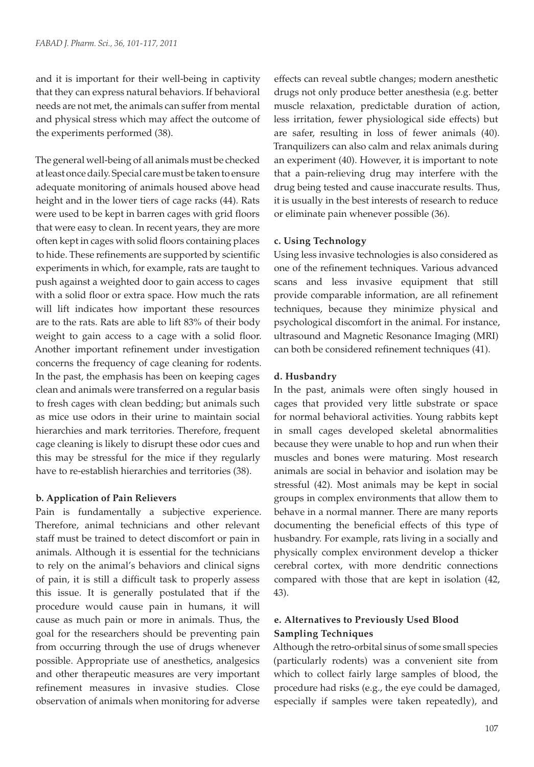and it is important for their well-being in captivity that they can express natural behaviors. If behavioral needs are not met, the animals can suffer from mental and physical stress which may affect the outcome of the experiments performed (38).

The general well-being of all animals must be checked at least once daily. Special care must be taken to ensure adequate monitoring of animals housed above head height and in the lower tiers of cage racks (44). Rats were used to be kept in barren cages with grid floors that were easy to clean. In recent years, they are more often kept in cages with solid floors containing places to hide. These refinements are supported by scientific experiments in which, for example, rats are taught to push against a weighted door to gain access to cages with a solid floor or extra space. How much the rats will lift indicates how important these resources are to the rats. Rats are able to lift 83% of their body weight to gain access to a cage with a solid floor. Another important refinement under investigation concerns the frequency of cage cleaning for rodents. In the past, the emphasis has been on keeping cages clean and animals were transferred on a regular basis to fresh cages with clean bedding; but animals such as mice use odors in their urine to maintain social hierarchies and mark territories. Therefore, frequent cage cleaning is likely to disrupt these odor cues and this may be stressful for the mice if they regularly have to re-establish hierarchies and territories (38).

#### b. Application of Pain Relievers

Pain is fundamentally a subjective experience. Therefore, animal technicians and other relevant staff must be trained to detect discomfort or pain in animals. Although it is essential for the technicians to rely on the animal's behaviors and clinical signs of pain, it is still a difficult task to properly assess this issue. It is generally postulated that if the procedure would cause pain in humans, it will cause as much pain or more in animals. Thus, the goal for the researchers should be preventing pain from occurring through the use of drugs whenever possible. Appropriate use of anesthetics, analgesics and other therapeutic measures are very important refinement measures in invasive studies. Close observation of animals when monitoring for adverse effects can reveal subtle changes; modern anesthetic drugs not only produce better anesthesia (e.g. better muscle relaxation, predictable duration of action, less irritation, fewer physiological side effects) but are safer, resulting in loss of fewer animals (40). Tranquilizers can also calm and relax animals during an experiment (40). However, it is important to note that a pain-relieving drug may interfere with the drug being tested and cause inaccurate results. Thus, it is usually in the best interests of research to reduce or eliminate pain whenever possible (36).

#### c. Using Technology

Using less invasive technologies is also considered as one of the refinement techniques. Various advanced scans and less invasive equipment that still provide comparable information, are all refinement techniques, because they minimize physical and psychological discomfort in the animal. For instance, ultrasound and Magnetic Resonance Imaging (MRI) can both be considered refinement techniques (41).

#### d. Husbandry

In the past, animals were often singly housed in cages that provided very little substrate or space for normal behavioral activities. Young rabbits kept in small cages developed skeletal abnormalities because they were unable to hop and run when their muscles and bones were maturing. Most research animals are social in behavior and isolation may be stressful (42). Most animals may be kept in social groups in complex environments that allow them to behave in a normal manner. There are many reports documenting the beneficial effects of this type of husbandry. For example, rats living in a socially and physically complex environment develop a thicker cerebral cortex, with more dendritic connections compared with those that are kept in isolation (42, 43).

#### e. Alternatives to Previously Used Blood Sampling Techniques

Although the retro-orbital sinus of some small species (particularly rodents) was a convenient site from which to collect fairly large samples of blood, the procedure had risks (e.g., the eye could be damaged, especially if samples were taken repeatedly), and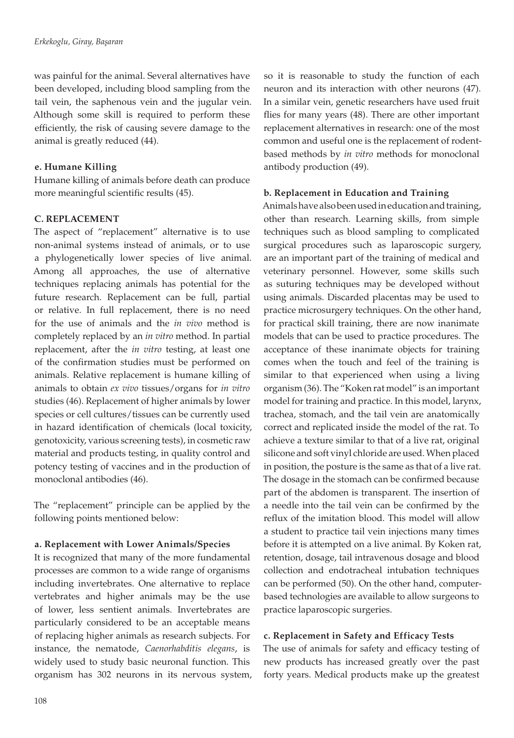was painful for the animal. Several alternatives have been developed, including blood sampling from the tail vein, the saphenous vein and the jugular vein. Although some skill is required to perform these efficiently, the risk of causing severe damage to the animal is greatly reduced (44).

#### e. Humane Killing

Humane killing of animals before death can produce more meaningful scientific results (45).

### C. REPLACEMENT

The aspect of "replacement" alternative is to use non-animal systems instead of animals, or to use a phylogenetically lower species of live animal. Among all approaches, the use of alternative techniques replacing animals has potential for the future research. Replacement can be full, partial or relative. In full replacement, there is no need for the use of animals and the *in vivo* method is completely replaced by an *in vitro* method. In partial replacement, after the *in vitro* testing, at least one of the confirmation studies must be performed on animals. Relative replacement is humane killing of animals to obtain *ex vivo* tissues/organs for *in vitro* studies (46). Replacement of higher animals by lower species or cell cultures/tissues can be currently used in hazard identification of chemicals (local toxicity, genotoxicity, various screening tests), in cosmetic raw material and products testing, in quality control and potency testing of vaccines and in the production of monoclonal antibodies (46).

The "replacement" principle can be applied by the following points mentioned below:

#### a. Replacement with Lower Animals/Species

It is recognized that many of the more fundamental processes are common to a wide range of organisms including invertebrates. One alternative to replace vertebrates and higher animals may be the use of lower, less sentient animals. Invertebrates are particularly considered to be an acceptable means of replacing higher animals as research subjects. For instance, the nematode, *Caenorhabditis elegans*, is widely used to study basic neuronal function. This organism has 302 neurons in its nervous system, so it is reasonable to study the function of each neuron and its interaction with other neurons (47). In a similar vein, genetic researchers have used fruit flies for many years (48). There are other important replacement alternatives in research: one of the most common and useful one is the replacement of rodent-based methods by *in vitro* methods for monoclonal antibody production (49).

#### b. Replacement in Education and Training

Animals have also been used in education and training, other than research. Learning skills, from simple techniques such as blood sampling to complicated surgical procedures such as laparoscopic surgery, are an important part of the training of medical and veterinary personnel. However, some skills such as suturing techniques may be developed without using animals. Discarded placentas may be used to practice microsurgery techniques. On the other hand, for practical skill training, there are now inanimate models that can be used to practice procedures. The acceptance of these inanimate objects for training comes when the touch and feel of the training is similar to that experienced when using a living organism (36). The "Koken rat model" is an important model for training and practice. In this model, larynx, trachea, stomach, and the tail vein are anatomically correct and replicated inside the model of the rat. To achieve a texture similar to that of a live rat, original silicone and soft vinyl chloride are used. When placed in position, the posture is the same as that of a live rat. The dosage in the stomach can be confirmed because part of the abdomen is transparent. The insertion of a needle into the tail vein can be confirmed by the reflux of the imitation blood. This model will allow a student to practice tail vein injections many times before it is attempted on a live animal. By Koken rat, retention, dosage, tail intravenous dosage and blood collection and endotracheal intubation techniques can be performed (50). On the other hand, computer-based technologies are available to allow surgeons to practice laparoscopic surgeries.

#### c. Replacement in Safety and Efficacy Tests

The use of animals for safety and efficacy testing of new products has increased greatly over the past forty years. Medical products make up the greatest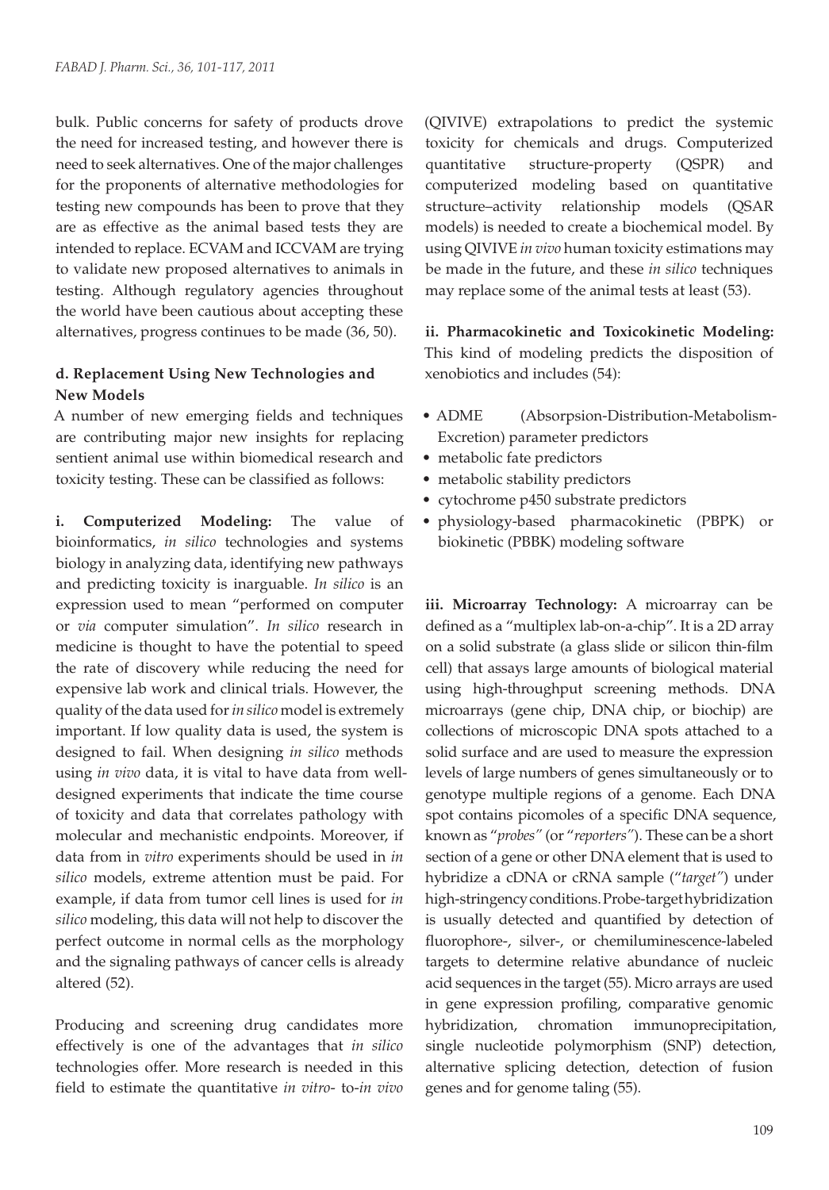bulk. Public concerns for safety of products drove the need for increased testing, and however there is need to seek alternatives. One of the major challenges for the proponents of alternative methodologies for testing new compounds has been to prove that they are as effective as the animal based tests they are intended to replace. ECVAM and ICCVAM are trying to validate new proposed alternatives to animals in testing. Although regulatory agencies throughout the world have been cautious about accepting these alternatives, progress continues to be made (36, 50).

#### d. Replacement Using New Technologies and New Models

A number of new emerging fields and techniques are contributing major new insights for replacing sentient animal use within biomedical research and toxicity testing. These can be classified as follows:

**i. Computerized Modeling:** The value of bioinformatics, *in silico* technologies and systems biology in analyzing data, identifying new pathways and predicting toxicity is inarguable. *In silico* is an expression used to mean "performed on computer or *via* computer simulation". *In silico* research in medicine is thought to have the potential to speed the rate of discovery while reducing the need for expensive lab work and clinical trials. However, the quality of the data used for *in silico* model is extremely important. If low quality data is used, the system is designed to fail. When designing *in silico* methods using *in vivo* data, it is vital to have data from well-designed experiments that indicate the time course of toxicity and data that correlates pathology with molecular and mechanistic endpoints. Moreover, if data from in *vitro* experiments should be used in *in silico* models, extreme attention must be paid. For example, if data from tumor cell lines is used for *in silico* modeling, this data will not help to discover the perfect outcome in normal cells as the morphology and the signaling pathways of cancer cells is already altered (52).

Producing and screening drug candidates more effectively is one of the advantages that *in silico* technologies offer. More research is needed in this field to estimate the quantitative *in vitro*- to-*in vivo* (QIVIVE) extrapolations to predict the systemic toxicity for chemicals and drugs. Computerized quantitative structure-property (QSPR) and computerized modeling based on quantitative structure–activity relationship models (QSAR models) is needed to create a biochemical model. By using QIVIVE *in vivo* human toxicity estimations may be made in the future, and these *in silico* techniques may replace some of the animal tests at least (53).

**ii. Pharmacokinetic and Toxicokinetic Modeling:** This kind of modeling predicts the disposition of xenobiotics and includes (54):

- ADME (Absorpsion-Distribution-Metabolism-Excretion) parameter predictors
- metabolic fate predictors
- metabolic stability predictors
- cytochrome p450 substrate predictors
- physiology-based pharmacokinetic (PBPK) or biokinetic (PBBK) modeling software

**iii. Microarray Technology:** A microarray can be defined as a "multiplex lab-on-a-chip". It is a 2D array on a solid substrate (a glass slide or silicon thin-film cell) that assays large amounts of biological material using high-throughput screening methods. DNA microarrays (gene chip, DNA chip, or biochip) are collections of microscopic DNA spots attached to a solid surface and are used to measure the expression levels of large numbers of genes simultaneously or to genotype multiple regions of a genome. Each DNA spot contains picomoles of a specific DNA sequence, known as "*probes*" (or "*reporters*"). These can be a short section of a gene or other DNA element that is used to hybridize a cDNA or cRNA sample ("*target*") under high-stringency conditions. Probe-target hybridization is usually detected and quantified by detection of fluorophore-, silver-, or chemiluminescence-labeled targets to determine relative abundance of nucleic acid sequences in the target (55). Micro arrays are used in gene expression profiling, comparative genomic hybridization, chromation immunoprecipitation, single nucleotide polymorphism (SNP) detection, alternative splicing detection, detection of fusion genes and for genome taling (55).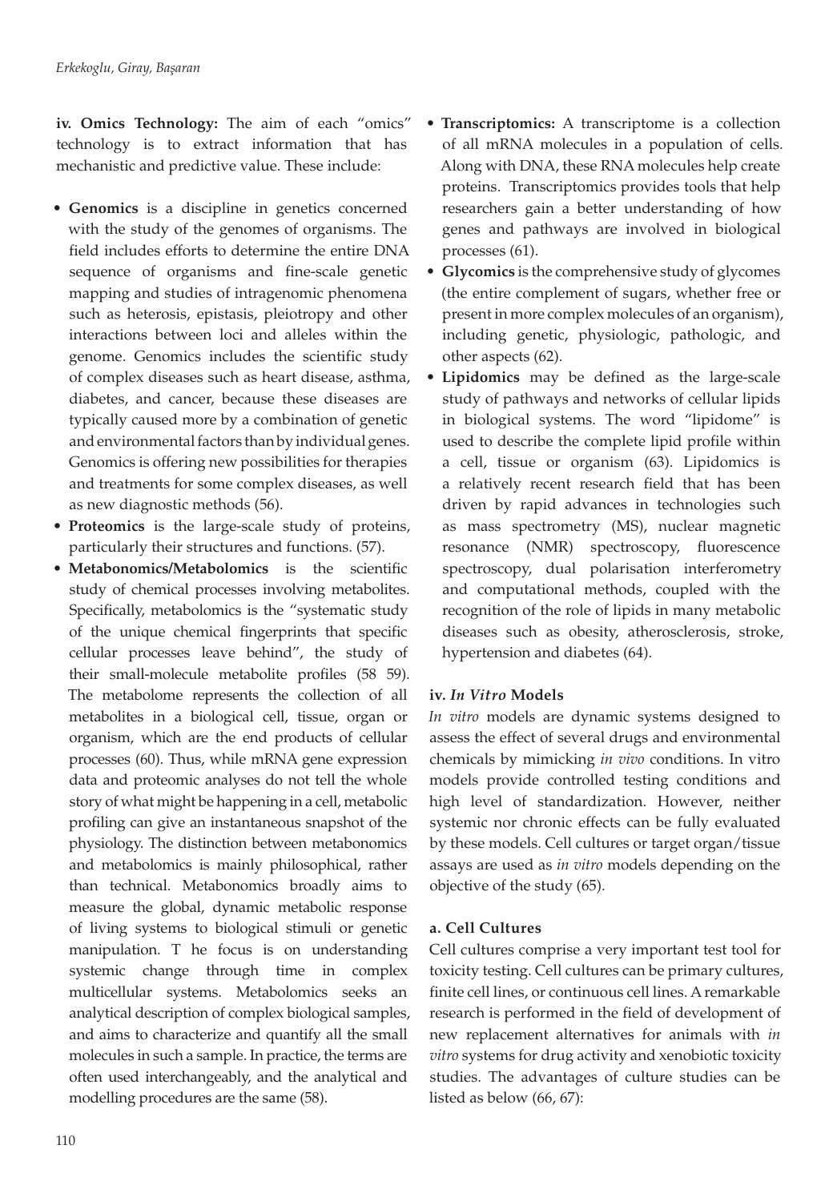**iv. Omics Technology:** The aim of each "omics" technology is to extract information that has mechanistic and predictive value. These include:

- **Genomics** is a discipline in genetics concerned with the study of the genomes of organisms. The field includes efforts to determine the entire DNA sequence of organisms and fine-scale genetic mapping and studies of intragenomic phenomena such as heterosis, epistasis, pleiotropy and other interactions between loci and alleles within the genome. Genomics includes the scientific study of complex diseases such as heart disease, asthma, diabetes, and cancer, because these diseases are typically caused more by a combination of genetic and environmental factors than by individual genes. Genomics is offering new possibilities for therapies and treatments for some complex diseases, as well as new diagnostic methods (56).
- **Proteomics** is the large-scale study of proteins, particularly their structures and functions. (57).
- **Metabonomics/Metabolomics** is the scientific study of chemical processes involving metabolites. Specifically, metabolomics is the "systematic study of the unique chemical fingerprints that specific cellular processes leave behind", the study of their small-molecule metabolite profiles (58 59). The metabolome represents the collection of all metabolites in a biological cell, tissue, organ or organism, which are the end products of cellular processes (60). Thus, while mRNA gene expression data and proteomic analyses do not tell the whole story of what might be happening in a cell, metabolic profiling can give an instantaneous snapshot of the physiology. The distinction between metabonomics and metabolomics is mainly philosophical, rather than technical. Metabonomics broadly aims to measure the global, dynamic metabolic response of living systems to biological stimuli or genetic manipulation. T he focus is on understanding systemic change through time in complex multicellular systems. Metabolomics seeks an analytical description of complex biological samples, and aims to characterize and quantify all the small molecules in such a sample. In practice, the terms are often used interchangeably, and the analytical and modelling procedures are the same (58).
- **Transcriptomics:** A transcriptome is a collection of all mRNA molecules in a population of cells. Along with DNA, these RNA molecules help create proteins. Transcriptomics provides tools that help researchers gain a better understanding of how genes and pathways are involved in biological processes (61).
- **Glycomics** is the comprehensive study of glycomes (the entire complement of sugars, whether free or present in more complex molecules of an organism), including genetic, physiologic, pathologic, and other aspects (62).
- **Lipidomics** may be defined as the large-scale study of pathways and networks of cellular lipids in biological systems. The word "lipidome" is used to describe the complete lipid profile within a cell, tissue or organism (63). Lipidomics is a relatively recent research field that has been driven by rapid advances in technologies such as mass spectrometry (MS), nuclear magnetic resonance (NMR) spectroscopy, fluorescence spectroscopy, dual polarisation interferometry and computational methods, coupled with the recognition of the role of lipids in many metabolic diseases such as obesity, atherosclerosis, stroke, hypertension and diabetes (64).

**iv. *In Vitro* Models**

*In vitro* models are dynamic systems designed to assess the effect of several drugs and environmental chemicals by mimicking *in vivo* conditions. In vitro models provide controlled testing conditions and high level of standardization. However, neither systemic nor chronic effects can be fully evaluated by these models. Cell cultures or target organ/tissue assays are used as *in vitro* models depending on the objective of the study (65).

**a. Cell Cultures**

Cell cultures comprise a very important test tool for toxicity testing. Cell cultures can be primary cultures, finite cell lines, or continuous cell lines. A remarkable research is performed in the field of development of new replacement alternatives for animals with *in vitro* systems for drug activity and xenobiotic toxicity studies. The advantages of culture studies can be listed as below (66, 67):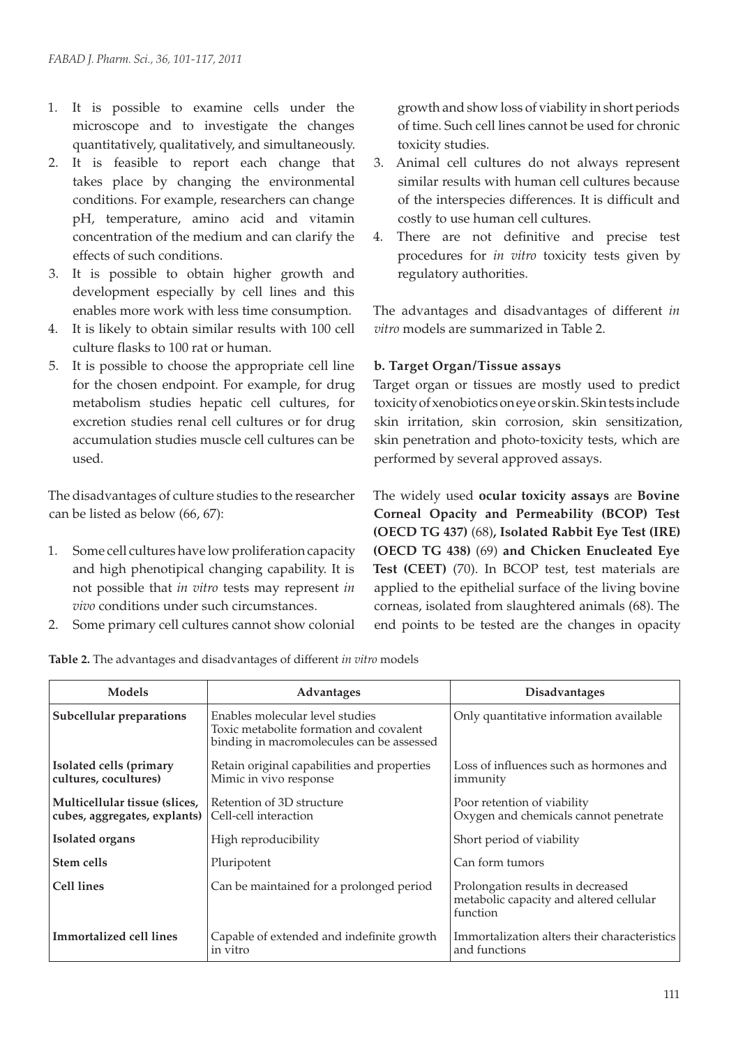1. It is possible to examine cells under the microscope and to investigate the changes quantitatively, qualitatively, and simultaneously.
2. It is feasible to report each change that takes place by changing the environmental conditions. For example, researchers can change pH, temperature, amino acid and vitamin concentration of the medium and can clarify the effects of such conditions.
3. It is possible to obtain higher growth and development especially by cell lines and this enables more work with less time consumption.
4. It is likely to obtain similar results with 100 cell culture flasks to 100 rat or human.
5. It is possible to choose the appropriate cell line for the chosen endpoint. For example, for drug metabolism studies hepatic cell cultures, for excretion studies renal cell cultures or for drug accumulation studies muscle cell cultures can be used.

The disadvantages of culture studies to the researcher can be listed as below (66, 67):

1. Some cell cultures have low proliferation capacity and high phenotipical changing capability. It is not possible that *in vitro* tests may represent *in vivo* conditions under such circumstances.
2. Some primary cell cultures cannot show colonial growth and show loss of viability in short periods of time. Such cell lines cannot be used for chronic toxicity studies.
3. Animal cell cultures do not always represent similar results with human cell cultures because of the interspecies differences. It is difficult and costly to use human cell cultures.
4. There are not definitive and precise test procedures for *in vitro* toxicity tests given by regulatory authorities.

The advantages and disadvantages of different *in vitro* models are summarized in Table 2.

**b. Target Organ/Tissue assays**

Target organ or tissues are mostly used to predict toxicity of xenobiotics on eye or skin. Skin tests include skin irritation, skin corrosion, skin sensitization, skin penetration and photo-toxicity tests, which are performed by several approved assays.

The widely used **ocular toxicity assays** are **Bovine Corneal Opacity and Permeability (BCOP) Test (OECD TG 437)** (68)**, Isolated Rabbit Eye Test (IRE) (OECD TG 438)** (69) **and Chicken Enucleated Eye Test (CEET)** (70). In BCOP test, test materials are applied to the epithelial surface of the living bovine corneas, isolated from slaughtered animals (68). The end points to be tested are the changes in opacity

**Table 2.** The advantages and disadvantages of different *in vitro* models

| Models | Advantages | Disadvantages |
|---|---|---|
| **Subcellular preparations** | Enables molecular level studies<br>Toxic metabolite formation and covalent binding in macromolecules can be assessed | Only quantitative information available |
| **Isolated cells (primary cultures, cocultures)** | Retain original capabilities and properties<br>Mimic in vivo response | Loss of influences such as hormones and immunity |
| **Multicellular tissue (slices, cubes, aggregates, explants)** | Retention of 3D structure<br>Cell-cell interaction | Poor retention of viability<br>Oxygen and chemicals cannot penetrate |
| **Isolated organs** | High reproducibility | Short period of viability |
| **Stem cells** | Pluripotent | Can form tumors |
| **Cell lines** | Can be maintained for a prolonged period | Prolongation results in decreased metabolic capacity and altered cellular function |
| **Immortalized cell lines** | Capable of extended and indefinite growth in vitro | Immortalization alters their characteristics and functions |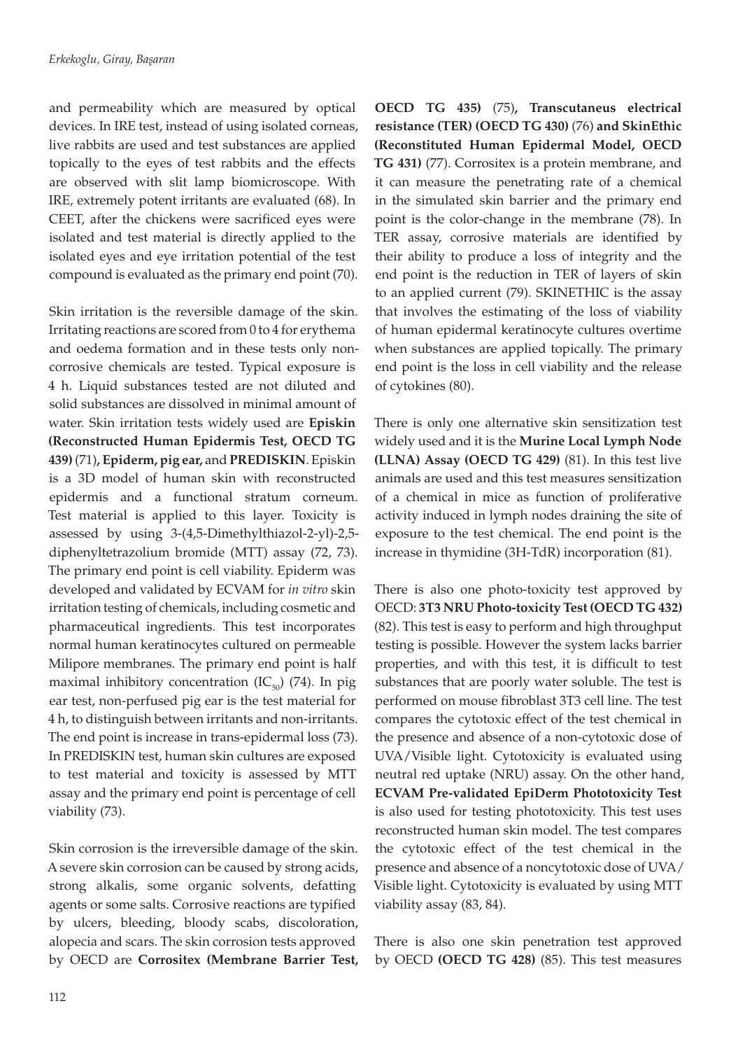and permeability which are measured by optical devices. In IRE test, instead of using isolated corneas, live rabbits are used and test substances are applied topically to the eyes of test rabbits and the effects are observed with slit lamp biomicroscope. With IRE, extremely potent irritants are evaluated (68). In CEET, after the chickens were sacrificed eyes were isolated and test material is directly applied to the isolated eyes and eye irritation potential of the test compound is evaluated as the primary end point (70).

Skin irritation is the reversible damage of the skin. Irritating reactions are scored from 0 to 4 for erythema and oedema formation and in these tests only non-corrosive chemicals are tested. Typical exposure is 4 h. Liquid substances tested are not diluted and solid substances are dissolved in minimal amount of water. Skin irritation tests widely used are **Episkin (Reconstructed Human Epidermis Test, OECD TG 439)** (71)**, Epiderm, pig ear,** and **PREDISKIN**. Episkin is a 3D model of human skin with reconstructed epidermis and a functional stratum corneum. Test material is applied to this layer. Toxicity is assessed by using 3-(4,5-Dimethylthiazol-2-yl)-2,5-diphenyltetrazolium bromide (MTT) assay (72, 73). The primary end point is cell viability. Epiderm was developed and validated by ECVAM for *in vitro* skin irritation testing of chemicals, including cosmetic and pharmaceutical ingredients. This test incorporates normal human keratinocytes cultured on permeable Milipore membranes. The primary end point is half maximal inhibitory concentration ($IC_{50}$) (74). In pig ear test, non-perfused pig ear is the test material for 4 h, to distinguish between irritants and non-irritants. The end point is increase in trans-epidermal loss (73). In PREDISKIN test, human skin cultures are exposed to test material and toxicity is assessed by MTT assay and the primary end point is percentage of cell viability (73).

Skin corrosion is the irreversible damage of the skin. A severe skin corrosion can be caused by strong acids, strong alkalis, some organic solvents, defatting agents or some salts. Corrosive reactions are typified by ulcers, bleeding, bloody scabs, discoloration, alopecia and scars. The skin corrosion tests approved by OECD are **Corrositex (Membrane Barrier Test, OECD TG 435)** (75)**, Transcutaneus electrical resistance (TER) (OECD TG 430)** (76) **and SkinEthic (Reconstituted Human Epidermal Model, OECD TG 431)** (77). Corrositex is a protein membrane, and it can measure the penetrating rate of a chemical in the simulated skin barrier and the primary end point is the color-change in the membrane (78). In TER assay, corrosive materials are identified by their ability to produce a loss of integrity and the end point is the reduction in TER of layers of skin to an applied current (79). SKINETHIC is the assay that involves the estimating of the loss of viability of human epidermal keratinocyte cultures overtime when substances are applied topically. The primary end point is the loss in cell viability and the release of cytokines (80).

There is only one alternative skin sensitization test widely used and it is the **Murine Local Lymph Node (LLNA) Assay (OECD TG 429)** (81). In this test live animals are used and this test measures sensitization of a chemical in mice as function of proliferative activity induced in lymph nodes draining the site of exposure to the test chemical. The end point is the increase in thymidine (3H-TdR) incorporation (81).

There is also one photo-toxicity test approved by OECD: **3T3 NRU Photo-toxicity Test (OECD TG 432)** (82). This test is easy to perform and high throughput testing is possible. However the system lacks barrier properties, and with this test, it is difficult to test substances that are poorly water soluble. The test is performed on mouse fibroblast 3T3 cell line. The test compares the cytotoxic effect of the test chemical in the presence and absence of a non-cytotoxic dose of UVA/Visible light. Cytotoxicity is evaluated using neutral red uptake (NRU) assay. On the other hand, **ECVAM Pre-validated EpiDerm Phototoxicity Test** is also used for testing phototoxicity. This test uses reconstructed human skin model. The test compares the cytotoxic effect of the test chemical in the presence and absence of a noncytotoxic dose of UVA/Visible light. Cytotoxicity is evaluated by using MTT viability assay (83, 84).

There is also one skin penetration test approved by OECD **(OECD TG 428)** (85). This test measures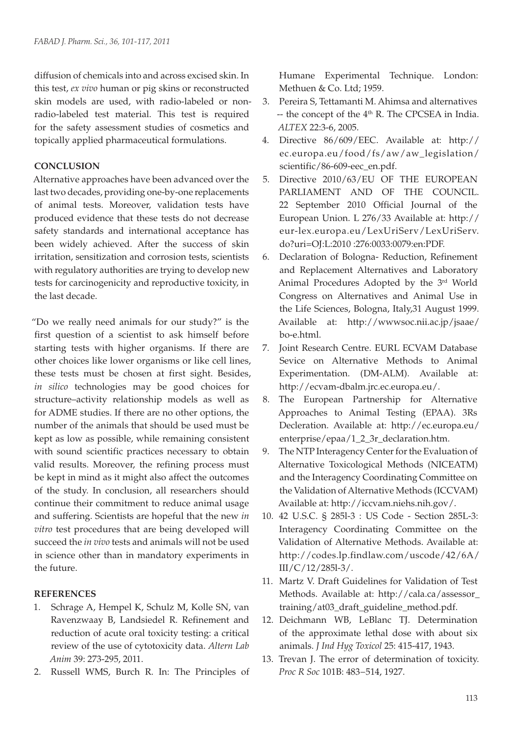diffusion of chemicals into and across excised skin. In this test, *ex vivo* human or pig skins or reconstructed skin models are used, with radio-labeled or non-radio-labeled test material. This test is required for the safety assessment studies of cosmetics and topically applied pharmaceutical formulations.

## CONCLUSION

Alternative approaches have been advanced over the last two decades, providing one-by-one replacements of animal tests. Moreover, validation tests have produced evidence that these tests do not decrease safety standards and international acceptance has been widely achieved. After the success of skin irritation, sensitization and corrosion tests, scientists with regulatory authorities are trying to develop new tests for carcinogenicity and reproductive toxicity, in the last decade.

"Do we really need animals for our study?" is the first question of a scientist to ask himself before starting tests with higher organisms. If there are other choices like lower organisms or like cell lines, these tests must be chosen at first sight. Besides, *in silico* technologies may be good choices for structure–activity relationship models as well as for ADME studies. If there are no other options, the number of the animals that should be used must be kept as low as possible, while remaining consistent with sound scientific practices necessary to obtain valid results. Moreover, the refining process must be kept in mind as it might also affect the outcomes of the study. In conclusion, all researchers should continue their commitment to reduce animal usage and suffering. Scientists are hopeful that the new *in vitro* test procedures that are being developed will succeed the *in vivo* tests and animals will not be used in science other than in mandatory experiments in the future.

## REFERENCES

1. Schrage A, Hempel K, Schulz M, Kolle SN, van Ravenzwaay B, Landsiedel R. Refinement and reduction of acute oral toxicity testing: a critical review of the use of cytotoxicity data. *Altern Lab Anim* 39: 273-295, 2011.
2. Russell WMS, Burch R. In: The Principles of Humane Experimental Technique. London: Methuen & Co. Ltd; 1959.
3. Pereira S, Tettamanti M. Ahimsa and alternatives -- the concept of the 4th R. The CPCSEA in India. *ALTEX* 22:3-6, 2005.
4. Directive 86/609/EEC. Available at: http://ec.europa.eu/food/fs/aw/aw_legislation/scientific/86-609-eec_en.pdf.
5. Directive 2010/63/EU OF THE EUROPEAN PARLIAMENT AND OF THE COUNCIL. 22 September 2010 Official Journal of the European Union. L 276/33 Available at: http://eur-lex.europa.eu/LexUriServ/LexUriServ.do?uri=OJ:L:2010 :276:0033:0079:en:PDF.
6. Declaration of Bologna- Reduction, Refinement and Replacement Alternatives and Laboratory Animal Procedures Adopted by the 3rd World Congress on Alternatives and Animal Use in the Life Sciences, Bologna, Italy,31 August 1999. Available at: http://wwwsoc.nii.ac.jp/jsaae/bo-e.html.
7. Joint Research Centre. EURL ECVAM Database Sevice on Alternative Methods to Animal Experimentation. (DM-ALM). Available at: http://ecvam-dbalm.jrc.ec.europa.eu/.
8. The European Partnership for Alternative Approaches to Animal Testing (EPAA). 3Rs Decleration. Available at: http://ec.europa.eu/enterprise/epaa/1_2_3r_declaration.htm.
9. The NTP Interagency Center for the Evaluation of Alternative Toxicological Methods (NICEATM) and the Interagency Coordinating Committee on the Validation of Alternative Methods (ICCVAM) Available at: http://iccvam.niehs.nih.gov/.
10. 42 U.S.C. § 285l-3 : US Code - Section 285L-3: Interagency Coordinating Committee on the Validation of Alternative Methods. Available at: http://codes.lp.findlaw.com/uscode/42/6A/III/C/12/285l-3/.
11. Martz V. Draft Guidelines for Validation of Test Methods. Available at: http://cala.ca/assessor_training/at03_draft_guideline_method.pdf.
12. Deichmann WB, LeBlanc TJ. Determination of the approximate lethal dose with about six animals. *J Ind Hyg Toxicol* 25: 415-417, 1943.
13. Trevan J. The error of determination of toxicity. *Proc R Soc* 101B: 483–514, 1927.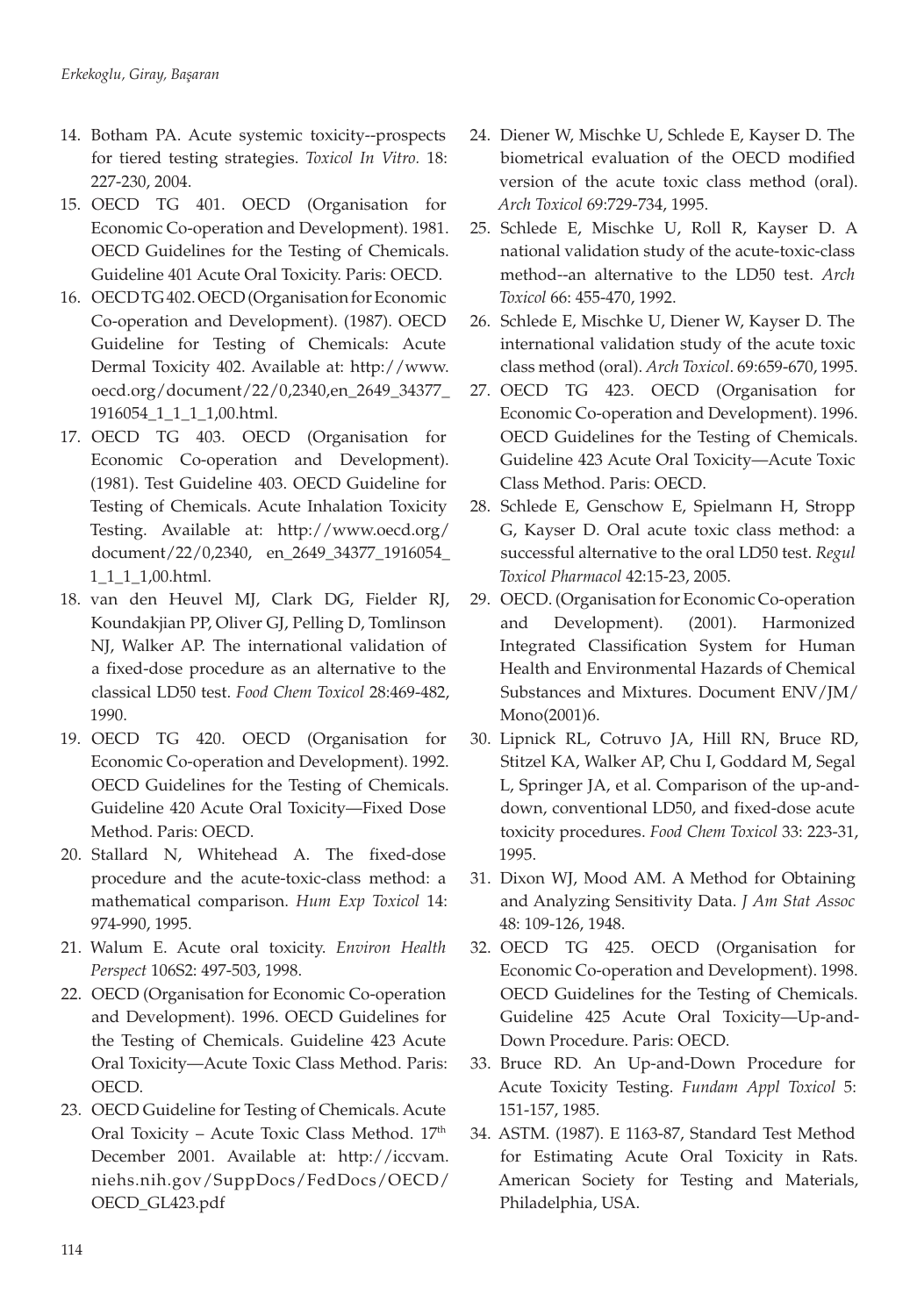14. Botham PA. Acute systemic toxicity--prospects for tiered testing strategies. *Toxicol In Vitro.* 18: 227-230, 2004.
15. OECD TG 401. OECD (Organisation for Economic Co-operation and Development). 1981. OECD Guidelines for the Testing of Chemicals. Guideline 401 Acute Oral Toxicity. Paris: OECD.
16. OECD TG 402. OECD (Organisation for Economic Co-operation and Development). (1987). OECD Guideline for Testing of Chemicals: Acute Dermal Toxicity 402. Available at: http://www.oecd.org/document/22/0,2340,en_2649_34377_1916054_1_1_1_1,00.html.
17. OECD TG 403. OECD (Organisation for Economic Co-operation and Development). (1981). Test Guideline 403. OECD Guideline for Testing of Chemicals. Acute Inhalation Toxicity Testing. Available at: http://www.oecd.org/document/22/0,2340, en_2649_34377_1916054_1_1_1_1,00.html.
18. van den Heuvel MJ, Clark DG, Fielder RJ, Koundakjian PP, Oliver GJ, Pelling D, Tomlinson NJ, Walker AP. The international validation of a fixed-dose procedure as an alternative to the classical LD50 test. *Food Chem Toxicol* 28:469-482, 1990.
19. OECD TG 420. OECD (Organisation for Economic Co-operation and Development). 1992. OECD Guidelines for the Testing of Chemicals. Guideline 420 Acute Oral Toxicity—Fixed Dose Method. Paris: OECD.
20. Stallard N, Whitehead A. The fixed-dose procedure and the acute-toxic-class method: a mathematical comparison. *Hum Exp Toxicol* 14: 974-990, 1995.
21. Walum E. Acute oral toxicity. *Environ Health Perspect* 106S2: 497-503, 1998.
22. OECD (Organisation for Economic Co-operation and Development). 1996. OECD Guidelines for the Testing of Chemicals. Guideline 423 Acute Oral Toxicity—Acute Toxic Class Method. Paris: OECD.
23. OECD Guideline for Testing of Chemicals. Acute Oral Toxicity – Acute Toxic Class Method. 17th December 2001. Available at: http://iccvam.niehs.nih.gov/SuppDocs/FedDocs/OECD/OECD_GL423.pdf
24. Diener W, Mischke U, Schlede E, Kayser D. The biometrical evaluation of the OECD modified version of the acute toxic class method (oral). *Arch Toxicol* 69:729-734, 1995.
25. Schlede E, Mischke U, Roll R, Kayser D. A national validation study of the acute-toxic-class method--an alternative to the LD50 test. *Arch Toxicol* 66: 455-470, 1992.
26. Schlede E, Mischke U, Diener W, Kayser D. The international validation study of the acute toxic class method (oral). *Arch Toxicol*. 69:659-670, 1995.
27. OECD TG 423. OECD (Organisation for Economic Co-operation and Development). 1996. OECD Guidelines for the Testing of Chemicals. Guideline 423 Acute Oral Toxicity—Acute Toxic Class Method. Paris: OECD.
28. Schlede E, Genschow E, Spielmann H, Stropp G, Kayser D. Oral acute toxic class method: a successful alternative to the oral LD50 test. *Regul Toxicol Pharmacol* 42:15-23, 2005.
29. OECD. (Organisation for Economic Co-operation and Development). (2001). Harmonized Integrated Classification System for Human Health and Environmental Hazards of Chemical Substances and Mixtures. Document ENV/JM/Mono(2001)6.
30. Lipnick RL, Cotruvo JA, Hill RN, Bruce RD, Stitzel KA, Walker AP, Chu I, Goddard M, Segal L, Springer JA, et al. Comparison of the up-and-down, conventional LD50, and fixed-dose acute toxicity procedures. *Food Chem Toxicol* 33: 223-31, 1995.
31. Dixon WJ, Mood AM. A Method for Obtaining and Analyzing Sensitivity Data. *J Am Stat Assoc* 48: 109-126, 1948.
32. OECD TG 425. OECD (Organisation for Economic Co-operation and Development). 1998. OECD Guidelines for the Testing of Chemicals. Guideline 425 Acute Oral Toxicity—Up-and-Down Procedure. Paris: OECD.
33. Bruce RD. An Up-and-Down Procedure for Acute Toxicity Testing. *Fundam Appl Toxicol* 5: 151-157, 1985.
34. ASTM. (1987). E 1163-87, Standard Test Method for Estimating Acute Oral Toxicity in Rats. American Society for Testing and Materials, Philadelphia, USA.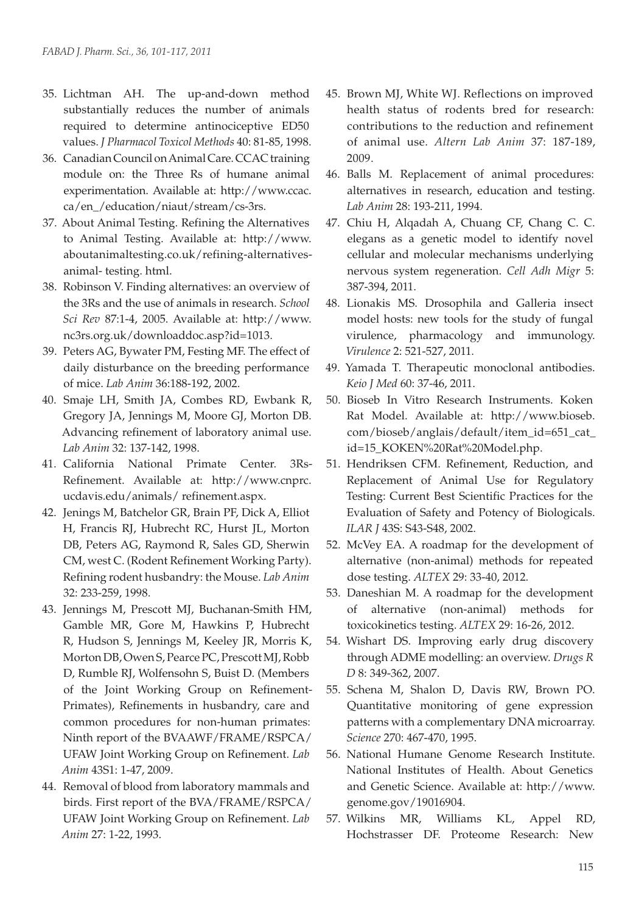35. Lichtman AH. The up-and-down method substantially reduces the number of animals required to determine antinociceptive ED50 values. *J Pharmacol Toxicol Methods* 40: 81-85, 1998.
36. Canadian Council on Animal Care. CCAC training module on: the Three Rs of humane animal experimentation. Available at: http://www.ccac.ca/en_/education/niaut/stream/cs-3rs.
37. About Animal Testing. Refining the Alternatives to Animal Testing. Available at: http://www.aboutanimaltesting.co.uk/refining-alternatives-animal- testing. html.
38. Robinson V. Finding alternatives: an overview of the 3Rs and the use of animals in research. *School Sci Rev* 87:1-4, 2005. Available at: http://www.nc3rs.org.uk/downloaddoc.asp?id=1013.
39. Peters AG, Bywater PM, Festing MF. The effect of daily disturbance on the breeding performance of mice. *Lab Anim* 36:188-192, 2002.
40. Smaje LH, Smith JA, Combes RD, Ewbank R, Gregory JA, Jennings M, Moore GJ, Morton DB. Advancing refinement of laboratory animal use. *Lab Anim* 32: 137-142, 1998.
41. California National Primate Center. 3Rs-Refinement. Available at: http://www.cnprc.ucdavis.edu/animals/ refinement.aspx.
42. Jenings M, Batchelor GR, Brain PF, Dick A, Elliot H, Francis RJ, Hubrecht RC, Hurst JL, Morton DB, Peters AG, Raymond R, Sales GD, Sherwin CM, west C. (Rodent Refinement Working Party). Refining rodent husbandry: the Mouse. *Lab Anim* 32: 233-259, 1998.
43. Jennings M, Prescott MJ, Buchanan-Smith HM, Gamble MR, Gore M, Hawkins P, Hubrecht R, Hudson S, Jennings M, Keeley JR, Morris K, Morton DB, Owen S, Pearce PC, Prescott MJ, Robb D, Rumble RJ, Wolfensohn S, Buist D. (Members of the Joint Working Group on Refinement-Primates), Refinements in husbandry, care and common procedures for non-human primates: Ninth report of the BVAAWF/FRAME/RSPCA/UFAW Joint Working Group on Refinement. *Lab Anim* 43S1: 1-47, 2009.
44. Removal of blood from laboratory mammals and birds. First report of the BVA/FRAME/RSPCA/UFAW Joint Working Group on Refinement. *Lab Anim* 27: 1-22, 1993.
45. Brown MJ, White WJ. Reflections on improved health status of rodents bred for research: contributions to the reduction and refinement of animal use. *Altern Lab Anim* 37: 187-189, 2009.
46. Balls M. Replacement of animal procedures: alternatives in research, education and testing. *Lab Anim* 28: 193-211, 1994.
47. Chiu H, Alqadah A, Chuang CF, Chang C. C. elegans as a genetic model to identify novel cellular and molecular mechanisms underlying nervous system regeneration. *Cell Adh Migr* 5: 387-394, 2011.
48. Lionakis MS. Drosophila and Galleria insect model hosts: new tools for the study of fungal virulence, pharmacology and immunology. *Virulence* 2: 521-527, 2011.
49. Yamada T. Therapeutic monoclonal antibodies. *Keio J Med* 60: 37-46, 2011.
50. Bioseb In Vitro Research Instruments. Koken Rat Model. Available at: http://www.bioseb.com/bioseb/anglais/default/item_id=651_cat_id=15_KOKEN%20Rat%20Model.php.
51. Hendriksen CFM. Refinement, Reduction, and Replacement of Animal Use for Regulatory Testing: Current Best Scientific Practices for the Evaluation of Safety and Potency of Biologicals. *ILAR J* 43S: S43-S48, 2002.
52. McVey EA. A roadmap for the development of alternative (non-animal) methods for repeated dose testing. *ALTEX* 29: 33-40, 2012.
53. Daneshian M. A roadmap for the development of alternative (non-animal) methods for toxicokinetics testing. *ALTEX* 29: 16-26, 2012.
54. Wishart DS. Improving early drug discovery through ADME modelling: an overview. *Drugs R D* 8: 349-362, 2007.
55. Schena M, Shalon D, Davis RW, Brown PO. Quantitative monitoring of gene expression patterns with a complementary DNA microarray. *Science* 270: 467-470, 1995.
56. National Humane Genome Research Institute. National Institutes of Health. About Genetics and Genetic Science. Available at: http://www.genome.gov/19016904.
57. Wilkins MR, Williams KL, Appel RD, Hochstrasser DF. Proteome Research: New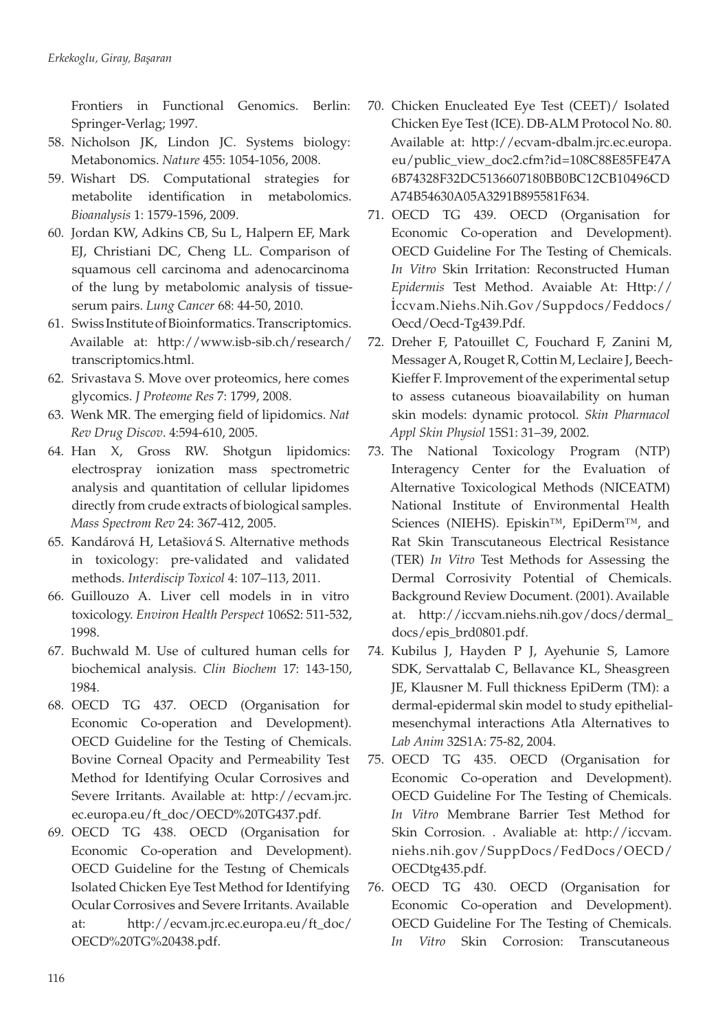Frontiers in Functional Genomics. Berlin: Springer-Verlag; 1997.

58. Nicholson JK, Lindon JC. Systems biology: Metabonomics. *Nature* 455: 1054-1056, 2008.
59. Wishart DS. Computational strategies for metabolite identification in metabolomics. *Bioanalysis* 1: 1579-1596, 2009.
60. Jordan KW, Adkins CB, Su L, Halpern EF, Mark EJ, Christiani DC, Cheng LL. Comparison of squamous cell carcinoma and adenocarcinoma of the lung by metabolomic analysis of tissue-serum pairs. *Lung Cancer* 68: 44-50, 2010.
61. Swiss Institute of Bioinformatics. Transcriptomics. Available at: http://www.isb-sib.ch/research/transcriptomics.html.
62. Srivastava S. Move over proteomics, here comes glycomics. *J Proteome Res* 7: 1799, 2008.
63. Wenk MR. The emerging field of lipidomics. *Nat Rev Drug Discov*. 4:594-610, 2005.
64. Han X, Gross RW. Shotgun lipidomics: electrospray ionization mass spectrometric analysis and quantitation of cellular lipidomes directly from crude extracts of biological samples. *Mass Spectrom Rev* 24: 367-412, 2005.
65. Kandárová H, Letašiová S. Alternative methods in toxicology: pre-validated and validated methods. *Interdiscip Toxicol* 4: 107–113, 2011.
66. Guillouzo A. Liver cell models in in vitro toxicology. *Environ Health Perspect* 106S2: 511-532, 1998.
67. Buchwald M. Use of cultured human cells for biochemical analysis. *Clin Biochem* 17: 143-150, 1984.
68. OECD TG 437. OECD (Organisation for Economic Co-operation and Development). OECD Guideline for the Testing of Chemicals. Bovine Corneal Opacity and Permeability Test Method for Identifying Ocular Corrosives and Severe Irritants. Available at: http://ecvam.jrc.ec.europa.eu/ft_doc/OECD%20TG437.pdf.
69. OECD TG 438. OECD (Organisation for Economic Co-operation and Development). OECD Guideline for the Testıng of Chemicals Isolated Chicken Eye Test Method for Identifying Ocular Corrosives and Severe Irritants. Available at: http://ecvam.jrc.ec.europa.eu/ft_doc/OECD%20TG%20438.pdf.
70. Chicken Enucleated Eye Test (CEET)/ Isolated Chicken Eye Test (ICE). DB-ALM Protocol No. 80. Available at: http://ecvam-dbalm.jrc.ec.europa.eu/public_view_doc2.cfm?id=108C88E85FE47A6B74328F32DC5136607180BB0BC12CB10496CDA74B54630A05A3291B895581F634.
71. OECD TG 439. OECD (Organisation for Economic Co-operation and Development). OECD Guideline For The Testing of Chemicals. *In Vitro* Skin Irritation: Reconstructed Human *Epidermis* Test Method. Avaiable At: Http://İccvam.Niehs.Nih.Gov/Suppdocs/Feddocs/Oecd/Oecd-Tg439.Pdf.
72. Dreher F, Patouillet C, Fouchard F, Zanini M, Messager A, Rouget R, Cottin M, Leclaire J, Beech-Kieffer F. Improvement of the experimental setup to assess cutaneous bioavailability on human skin models: dynamic protocol. *Skin Pharmacol Appl Skin Physiol* 15S1: 31–39, 2002.
73. The National Toxicology Program (NTP) Interagency Center for the Evaluation of Alternative Toxicological Methods (NICEATM) National Institute of Environmental Health Sciences (NIEHS). Episkin™, EpiDerm™, and Rat Skin Transcutaneous Electrical Resistance (TER) *In Vitro* Test Methods for Assessing the Dermal Corrosivity Potential of Chemicals. Background Review Document. (2001). Available at. http://iccvam.niehs.nih.gov/docs/dermal_docs/epis_brd0801.pdf.
74. Kubilus J, Hayden P J, Ayehunie S, Lamore SDK, Servattalab C, Bellavance KL, Sheasgreen JE, Klausner M. Full thickness EpiDerm (TM): a dermal-epidermal skin model to study epithelial-mesenchymal interactions Atla Alternatives to *Lab Anim* 32S1A: 75-82, 2004.
75. OECD TG 435. OECD (Organisation for Economic Co-operation and Development). OECD Guideline For The Testing of Chemicals. *In Vitro* Membrane Barrier Test Method for Skin Corrosion. . Avaliable at: http://iccvam.niehs.nih.gov/SuppDocs/FedDocs/OECD/OECDtg435.pdf.
76. OECD TG 430. OECD (Organisation for Economic Co-operation and Development). OECD Guideline For The Testing of Chemicals. *In Vitro* Skin Corrosion: Transcutaneous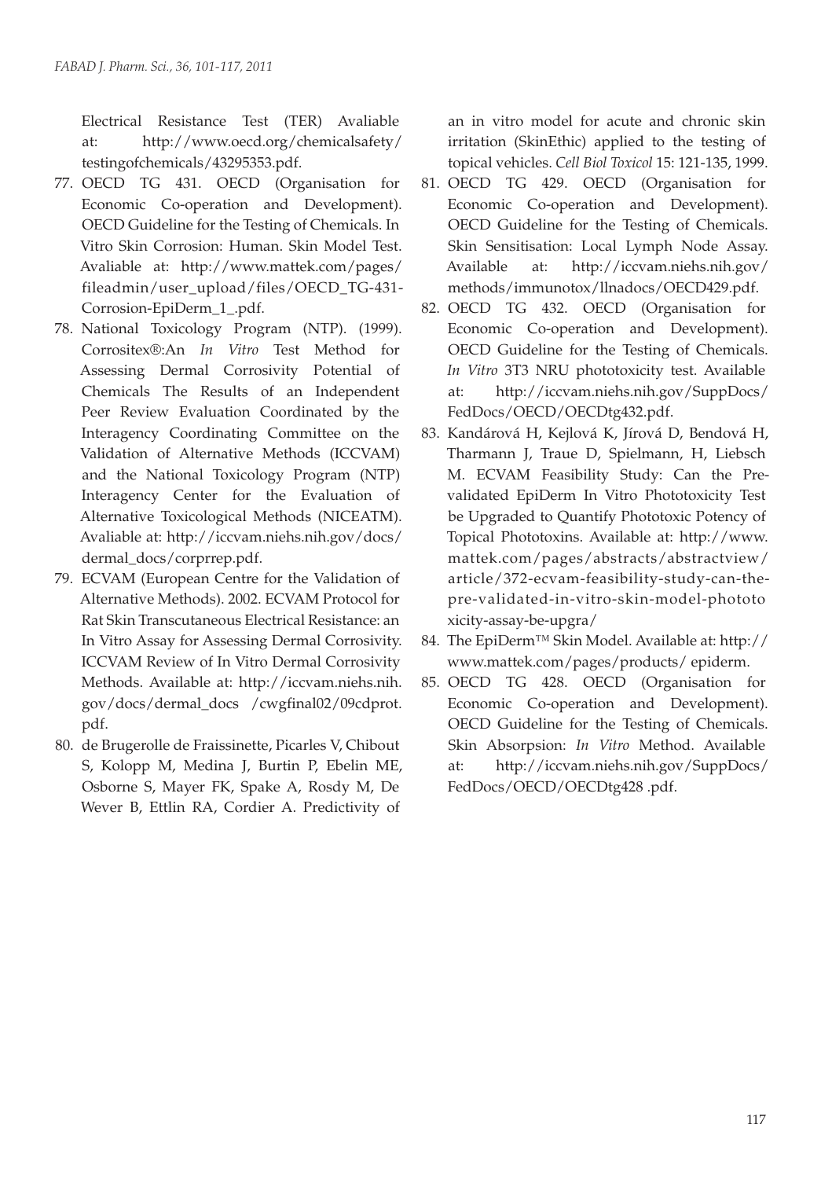Electrical Resistance Test (TER) Avaliable at: http://www.oecd.org/chemicalsafety/testingofchemicals/43295353.pdf.

77. OECD TG 431. OECD (Organisation for Economic Co-operation and Development). OECD Guideline for the Testing of Chemicals. In Vitro Skin Corrosion: Human. Skin Model Test. Avaliable at: http://www.mattek.com/pages/fileadmin/user_upload/files/OECD_TG-431-Corrosion-EpiDerm_1_.pdf.
78. National Toxicology Program (NTP). (1999). Corrositex®:An *In Vitro* Test Method for Assessing Dermal Corrosivity Potential of Chemicals The Results of an Independent Peer Review Evaluation Coordinated by the Interagency Coordinating Committee on the Validation of Alternative Methods (ICCVAM) and the National Toxicology Program (NTP) Interagency Center for the Evaluation of Alternative Toxicological Methods (NICEATM). Avaliable at: http://iccvam.niehs.nih.gov/docs/dermal_docs/corprrep.pdf.
79. ECVAM (European Centre for the Validation of Alternative Methods). 2002. ECVAM Protocol for Rat Skin Transcutaneous Electrical Resistance: an In Vitro Assay for Assessing Dermal Corrosivity. ICCVAM Review of In Vitro Dermal Corrosivity Methods. Available at: http://iccvam.niehs.nih.gov/docs/dermal_docs /cwgfinal02/09cdprot.pdf.
80. de Brugerolle de Fraissinette, Picarles V, Chibout S, Kolopp M, Medina J, Burtin P, Ebelin ME, Osborne S, Mayer FK, Spake A, Rosdy M, De Wever B, Ettlin RA, Cordier A. Predictivity of an in vitro model for acute and chronic skin irritation (SkinEthic) applied to the testing of topical vehicles. *Cell Biol Toxicol* 15: 121-135, 1999.
81. OECD TG 429. OECD (Organisation for Economic Co-operation and Development). OECD Guideline for the Testing of Chemicals. Skin Sensitisation: Local Lymph Node Assay. Available at: http://iccvam.niehs.nih.gov/methods/immunotox/llnadocs/OECD429.pdf.
82. OECD TG 432. OECD (Organisation for Economic Co-operation and Development). OECD Guideline for the Testing of Chemicals. *In Vitro* 3T3 NRU phototoxicity test. Available at: http://iccvam.niehs.nih.gov/SuppDocs/FedDocs/OECD/OECDtg432.pdf.
83. Kandárová H, Kejlová K, Jírová D, Bendová H, Tharmann J, Traue D, Spielmann, H, Liebsch M. ECVAM Feasibility Study: Can the Pre-validated EpiDerm In Vitro Phototoxicity Test be Upgraded to Quantify Phototoxic Potency of Topical Phototoxins. Available at: http://www.mattek.com/pages/abstracts/abstractview/article/372-ecvam-feasibility-study-can-the-pre-validated-in-vitro-skin-model-phototoxicity-assay-be-upgra/
84. The EpiDerm™ Skin Model. Available at: http://www.mattek.com/pages/products/ epiderm.
85. OECD TG 428. OECD (Organisation for Economic Co-operation and Development). OECD Guideline for the Testing of Chemicals. Skin Absorpsion: *In Vitro* Method. Available at: http://iccvam.niehs.nih.gov/SuppDocs/FedDocs/OECD/OECDtg428 .pdf.